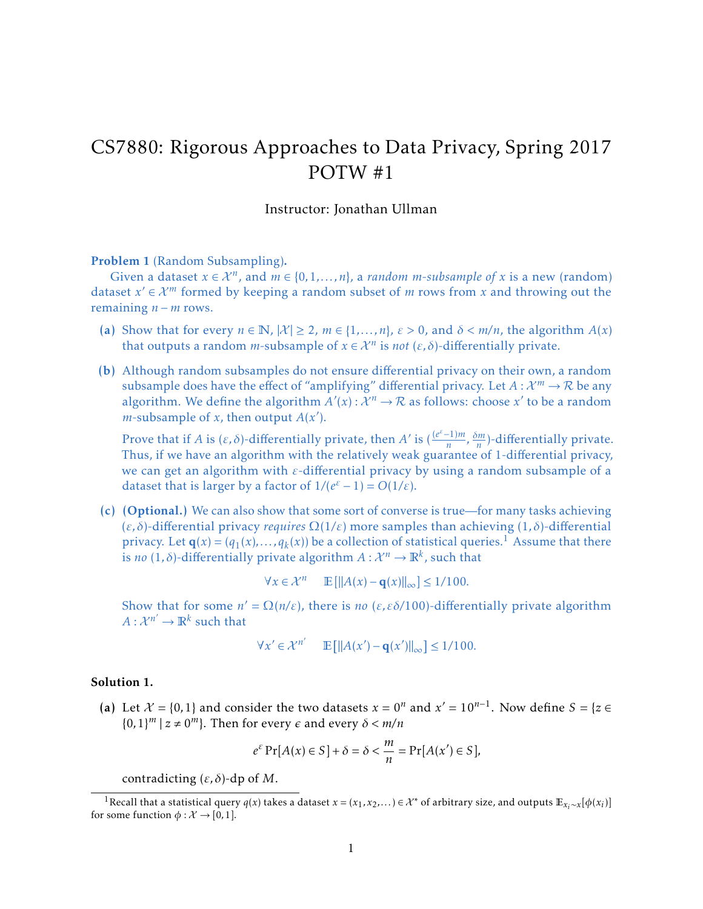# CS7880: Rigorous Approaches to Data Privacy, Spring 2017
# POTW #1

Instructor: Jonathan Ullman

**Problem 1** (Random Subsampling)**.**

Given a dataset $x \in \mathcal{X}^n$, and $m \in \{0, 1, \ldots, n\}$, a *random m-subsample of x* is a new (random) dataset $x' \in \mathcal{X}^m$ formed by keeping a random subset of $m$ rows from $x$ and throwing out the remaining $n - m$ rows.

**(a)** Show that for every $n \in \mathbb{N}$, $|\mathcal{X}| \geq 2$, $m \in \{1, \ldots, n\}$, $\varepsilon > 0$, and $\delta < m/n$, the algorithm $A(x)$ that outputs a random $m$-subsample of $x \in \mathcal{X}^n$ is *not* $(\varepsilon, \delta)$-differentially private.

**(b)** Although random subsamples do not ensure differential privacy on their own, a random subsample does have the effect of "amplifying" differential privacy. Let $A : \mathcal{X}^m \to \mathcal{R}$ be any algorithm. We define the algorithm $A'(x) : \mathcal{X}^n \to \mathcal{R}$ as follows: choose $x'$ to be a random $m$-subsample of $x$, then output $A(x')$.

Prove that if $A$ is $(\varepsilon, \delta)$-differentially private, then $A'$ is $(\frac{(e^\varepsilon - 1)m}{n}, \frac{\delta m}{n})$-differentially private. Thus, if we have an algorithm with the relatively weak guarantee of 1-differential privacy, we can get an algorithm with $\varepsilon$-differential privacy by using a random subsample of a dataset that is larger by a factor of $1/(e^\varepsilon - 1) = O(1/\varepsilon)$.

**(c)** **(Optional.)** We can also show that some sort of converse is true—for many tasks achieving $(\varepsilon, \delta)$-differential privacy *requires* $\Omega(1/\varepsilon)$ more samples than achieving $(1, \delta)$-differential privacy. Let $\mathbf{q}(x) = (q_1(x), \ldots, q_k(x))$ be a collection of statistical queries.[1] Assume that there is *no* $(1, \delta)$-differentially private algorithm $A : \mathcal{X}^n \to \mathbb{R}^k$, such that

$$\forall x \in \mathcal{X}^n \quad \mathbb{E}\left[\|A(x) - \mathbf{q}(x)\|_\infty\right] \leq 1/100.$$

Show that for some $n' = \Omega(n/\varepsilon)$, there is *no* $(\varepsilon, \varepsilon\delta/100)$-differentially private algorithm $A : \mathcal{X}^{n'} \to \mathbb{R}^k$ such that

$$\forall x' \in \mathcal{X}^{n'} \quad \mathbb{E}\left[\|A(x') - \mathbf{q}(x')\|_\infty\right] \leq 1/100.$$

**Solution 1.**

**(a)** Let $\mathcal{X} = \{0, 1\}$ and consider the two datasets $x = 0^n$ and $x' = 10^{n-1}$. Now define $S = \{z \in \{0, 1\}^m \mid z \neq 0^m\}$. Then for every $\epsilon$ and every $\delta < m/n$

$$e^\varepsilon \Pr[A(x) \in S] + \delta = \delta < \frac{m}{n} = \Pr[A(x') \in S],$$

contradicting $(\varepsilon, \delta)$-dp of $M$.

---

[1] Recall that a statistical query $q(x)$ takes a dataset $x = (x_1, x_2, \ldots) \in \mathcal{X}^*$ of arbitrary size, and outputs $\mathbb{E}_{x_i \sim x}[\phi(x_i)]$ for some function $\phi : \mathcal{X} \to [0, 1]$.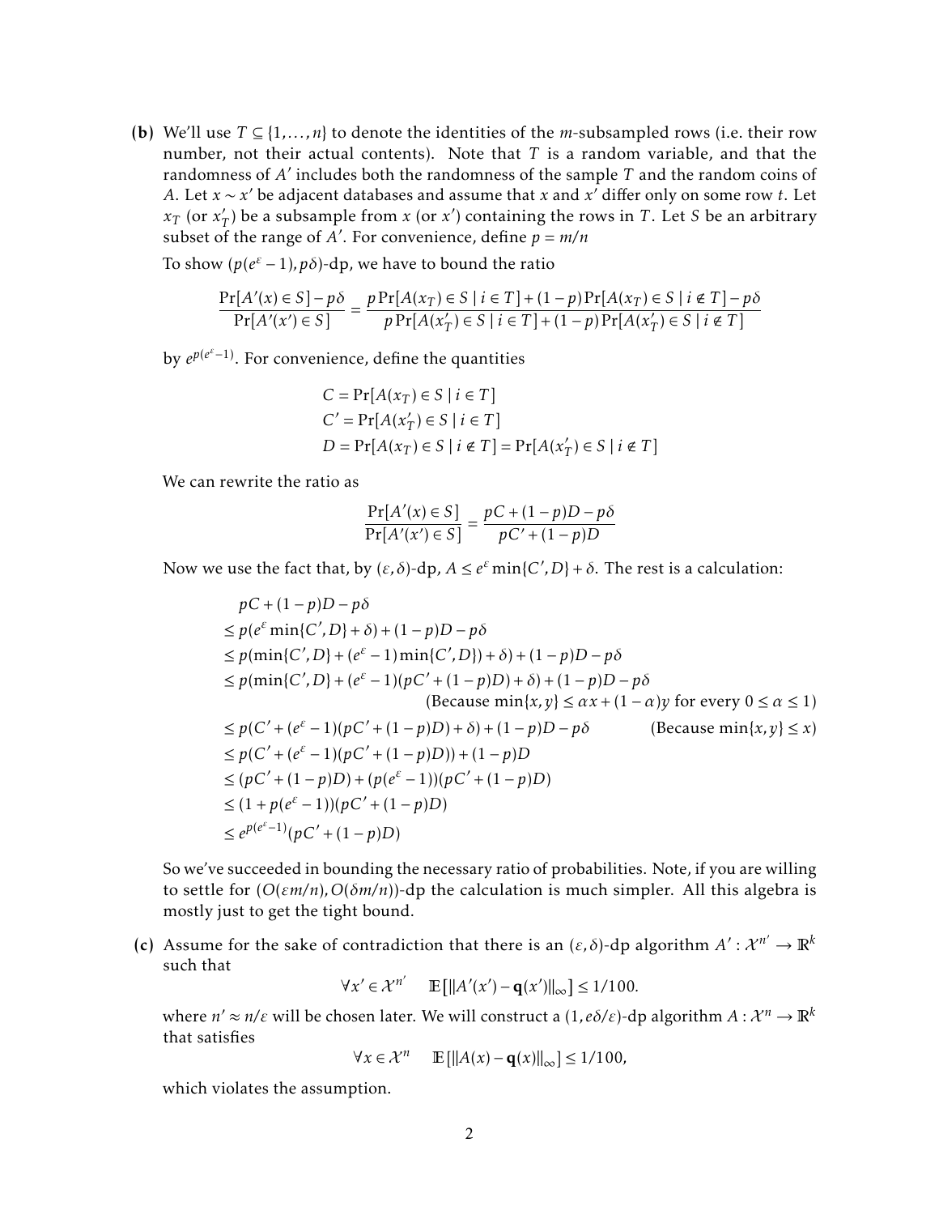**(b)** We'll use $T \subseteq \{1, \ldots, n\}$ to denote the identities of the $m$-subsampled rows (i.e. their row number, not their actual contents). Note that $T$ is a random variable, and that the randomness of $A'$ includes both the randomness of the sample $T$ and the random coins of $A$. Let $x \sim x'$ be adjacent databases and assume that $x$ and $x'$ differ only on some row $t$. Let $x_T$ (or $x'_T$) be a subsample from $x$ (or $x'$) containing the rows in $T$. Let $S$ be an arbitrary subset of the range of $A'$. For convenience, define $p = m/n$

To show $(p(e^\varepsilon - 1), p\delta)$-dp, we have to bound the ratio

$$\frac{\Pr[A'(x) \in S] - p\delta}{\Pr[A'(x') \in S]} = \frac{p \Pr[A(x_T) \in S \mid i \in T] + (1-p)\Pr[A(x_T) \in S \mid i \notin T] - p\delta}{p \Pr[A(x'_T) \in S \mid i \in T] + (1-p)\Pr[A(x'_T) \in S \mid i \notin T]}$$

by $e^{p(e^\varepsilon - 1)}$. For convenience, define the quantities

$$C = \Pr[A(x_T) \in S \mid i \in T]$$
$$C' = \Pr[A(x'_T) \in S \mid i \in T]$$
$$D = \Pr[A(x_T) \in S \mid i \notin T] = \Pr[A(x'_T) \in S \mid i \notin T]$$

We can rewrite the ratio as

$$\frac{\Pr[A'(x) \in S]}{\Pr[A'(x') \in S]} = \frac{pC + (1-p)D - p\delta}{pC' + (1-p)D}$$

Now we use the fact that, by $(\varepsilon, \delta)$-dp, $A \leq e^\varepsilon \min\{C', D\} + \delta$. The rest is a calculation:

$$\begin{aligned}
& pC + (1-p)D - p\delta \\
&\leq p(e^\varepsilon \min\{C', D\} + \delta) + (1-p)D - p\delta \\
&\leq p(\min\{C', D\} + (e^\varepsilon - 1)\min\{C', D\}) + \delta) + (1-p)D - p\delta \\
&\leq p(\min\{C', D\} + (e^\varepsilon - 1)(pC' + (1-p)D) + \delta) + (1-p)D - p\delta \\
&\qquad\qquad\qquad (\text{Because } \min\{x, y\} \leq \alpha x + (1-\alpha)y \text{ for every } 0 \leq \alpha \leq 1) \\
&\leq p(C' + (e^\varepsilon - 1)(pC' + (1-p)D) + \delta) + (1-p)D - p\delta \qquad (\text{Because } \min\{x,y\} \leq x) \\
&\leq p(C' + (e^\varepsilon - 1)(pC' + (1-p)D)) + (1-p)D \\
&\leq (pC' + (1-p)D) + (p(e^\varepsilon - 1))(pC' + (1-p)D) \\
&\leq (1 + p(e^\varepsilon - 1))(pC' + (1-p)D) \\
&\leq e^{p(e^\varepsilon - 1)}(pC' + (1-p)D)
\end{aligned}$$

So we've succeeded in bounding the necessary ratio of probabilities. Note, if you are willing to settle for $(O(\varepsilon m/n), O(\delta m/n))$-dp the calculation is much simpler. All this algebra is mostly just to get the tight bound.

**(c)** Assume for the sake of contradiction that there is an $(\varepsilon, \delta)$-dp algorithm $A' : \mathcal{X}^{n'} \to \mathbb{R}^k$ such that

$$\forall x' \in \mathcal{X}^{n'} \quad \mathbb{E}[\|A'(x') - \mathbf{q}(x')\|_\infty] \leq 1/100.$$

where $n' \approx n/\varepsilon$ will be chosen later. We will construct a $(1, e\delta/\varepsilon)$-dp algorithm $A : \mathcal{X}^n \to \mathbb{R}^k$ that satisfies

$$\forall x \in \mathcal{X}^n \quad \mathbb{E}[\|A(x) - \mathbf{q}(x)\|_\infty] \leq 1/100,$$

which violates the assumption.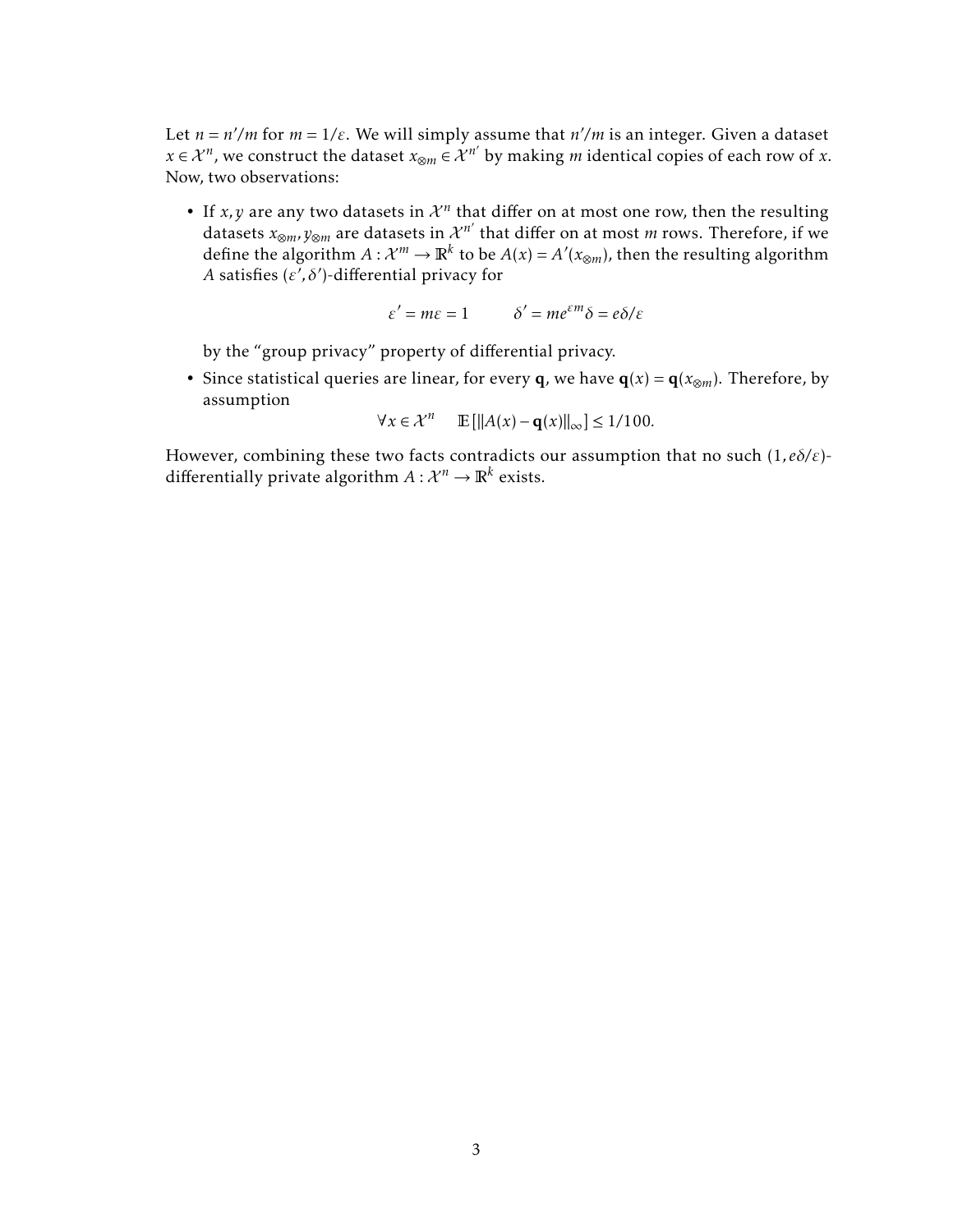Let $n = n'/m$ for $m = 1/\varepsilon$. We will simply assume that $n'/m$ is an integer. Given a dataset $x \in \mathcal{X}^n$, we construct the dataset $x_{\otimes m} \in \mathcal{X}^{n'}$ by making $m$ identical copies of each row of $x$. Now, two observations:

- If $x, y$ are any two datasets in $\mathcal{X}^n$ that differ on at most one row, then the resulting datasets $x_{\otimes m}, y_{\otimes m}$ are datasets in $\mathcal{X}^{n'}$ that differ on at most $m$ rows. Therefore, if we define the algorithm $A : \mathcal{X}^m \to \mathbb{R}^k$ to be $A(x) = A'(x_{\otimes m})$, then the resulting algorithm $A$ satisfies $(\varepsilon', \delta')$-differential privacy for

$$\varepsilon' = m\varepsilon = 1 \qquad \delta' = me^{\varepsilon m}\delta = e\delta/\varepsilon$$

  by the "group privacy" property of differential privacy.

- Since statistical queries are linear, for every $\mathbf{q}$, we have $\mathbf{q}(x) = \mathbf{q}(x_{\otimes m})$. Therefore, by assumption

$$\forall x \in \mathcal{X}^n \quad \mathbb{E}\left[\|A(x) - \mathbf{q}(x)\|_\infty\right] \leq 1/100.$$

However, combining these two facts contradicts our assumption that no such $(1, e\delta/\varepsilon)$-differentially private algorithm $A : \mathcal{X}^n \to \mathbb{R}^k$ exists.